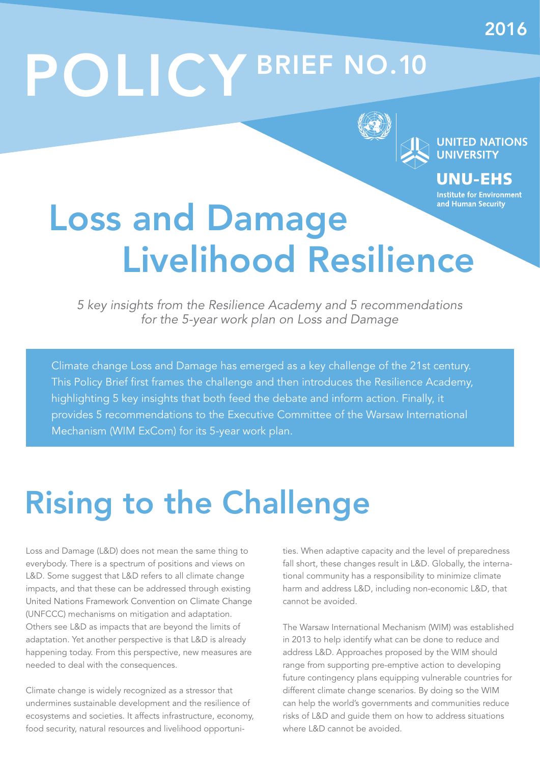2016

# POLICY BRIEF NO.10

UNITED NATIONS UNIVERSITY

UNU-EHS

Institute for Environment and Human Security

# Loss and Damage Livelihood Resilience

*5 key insights from the Resilience Academy and 5 recommendations for the 5-year work plan on Loss and Damage*

Climate change Loss and Damage has emerged as a key challenge of the 21st century. This Policy Brief first frames the challenge and then introduces the Resilience Academy, highlighting 5 key insights that both feed the debate and inform action. Finally, it provides 5 recommendations to the Executive Committee of the Warsaw International Mechanism (WIM ExCom) for its 5-year work plan.

# Rising to the Challenge

Loss and Damage (L&D) does not mean the same thing to everybody. There is a spectrum of positions and views on L&D. Some suggest that L&D refers to all climate change impacts, and that these can be addressed through existing United Nations Framework Convention on Climate Change (UNFCCC) mechanisms on mitigation and adaptation. Others see L&D as impacts that are beyond the limits of adaptation. Yet another perspective is that L&D is already happening today. From this perspective, new measures are needed to deal with the consequences.

Climate change is widely recognized as a stressor that undermines sustainable development and the resilience of ecosystems and societies. It affects infrastructure, economy, food security, natural resources and livelihood opportunities. When adaptive capacity and the level of preparedness fall short, these changes result in L&D. Globally, the international community has a responsibility to minimize climate harm and address L&D, including non-economic L&D, that cannot be avoided.

The Warsaw International Mechanism (WIM) was established in 2013 to help identify what can be done to reduce and address L&D. Approaches proposed by the WIM should range from supporting pre-emptive action to developing future contingency plans equipping vulnerable countries for different climate change scenarios. By doing so the WIM can help the world's governments and communities reduce risks of L&D and guide them on how to address situations where L&D cannot be avoided.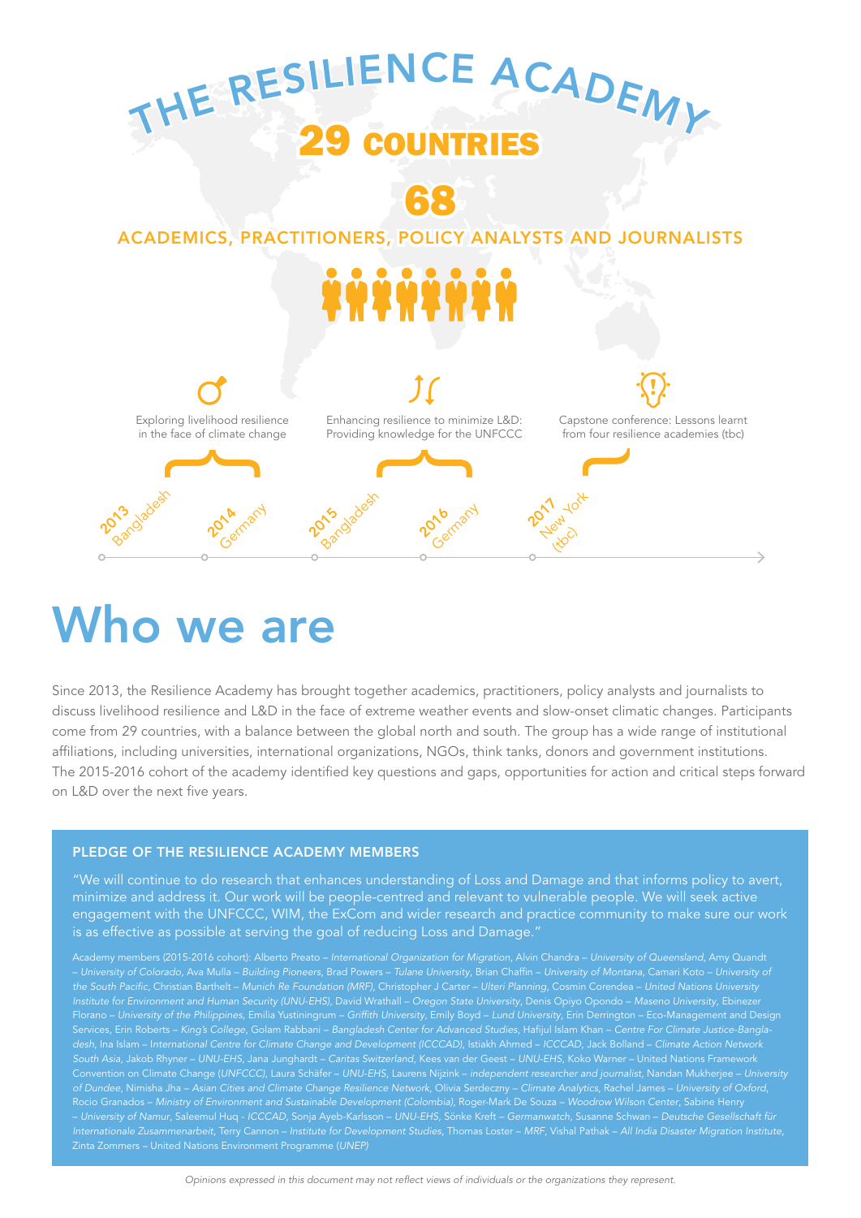# THE RESILIENCE ACADEMY

**29 COUNTRIES**

**68**

ACADEMICS, PRACTITIONERS, POLICY ANALYSTS AND JOURNALISTS

Exploring livelihood resilience in the face of climate change

Enhancing resilience to minimize L&D: Providing knowledge for the UNFCCC

Capstone conference: Lessons learnt from four resilience academies (tbc)

2013 Bangladesh

2014 Germany

2015 Bangladesh

2016 Germany

2017 New York (tbc)

# Who we are

Since 2013, the Resilience Academy has brought together academics, practitioners, policy analysts and journalists to discuss livelihood resilience and L&D in the face of extreme weather events and slow-onset climatic changes. Participants come from 29 countries, with a balance between the global north and south. The group has a wide range of institutional affiliations, including universities, international organizations, NGOs, think tanks, donors and government institutions. The 2015-2016 cohort of the academy identified key questions and gaps, opportunities for action and critical steps forward on L&D over the next five years.

## PLEDGE OF THE RESILIENCE ACADEMY MEMBERS

"We will continue to do research that enhances understanding of Loss and Damage and that informs policy to avert, minimize and address it. Our work will be people-centred and relevant to vulnerable people. We will seek active engagement with the UNFCCC, WIM, the ExCom and wider research and practice community to make sure our work is as effective as possible at serving the goal of reducing Loss and Damage."

Academy members (2015-2016 cohort): Alberto Preato – *International Organization for Migration*, Alvin Chandra – *University of Queensland*, Amy Quandt – *University of Colorado*, Ava Mulla – *Building Pioneers*, Brad Powers – *Tulane University*, Brian Chaffin – *University of Montana*, Camari Koto – *University of the South Pacific*, Christian Barthelt – *Munich Re Foundation (MRF)*, Christopher J Carter – *Ulteri Planning*, Cosmin Corendea – *United Nations University Institute for Environment and Human Security (UNU-EHS)*, David Wrathall – *Oregon State University*, Denis Opiyo Opondo – *Maseno University*, Ebinezer Florano – *University of the Philippines*, Emilia Yustiningrum – *Griffith University*, Emily Boyd – *Lund University*, Erin Derrington – Eco-Management and Design Services, Erin Roberts – *King's College*, Golam Rabbani – *Bangladesh Center for Advanced Studies*, Hafijul Islam Khan – *Centre For Climate Justice-Bangladesh*, Ina Islam – *International Centre for Climate Change and Development (ICCCAD)*, Istiakh Ahmed – *ICCCAD*, Jack Bolland – *Climate Action Network South Asia*, Jakob Rhyner – *UNU-EHS*, Jana Junghardt – *Caritas Switzerland*, Kees van der Geest – *UNU-EHS*, Koko Warner – United Nations Framework Convention on Climate Change (*UNFCCC*), Laura Schäfer – *UNU-EHS*, Laurens Nijzink – *independent researcher and journalist*, Nandan Mukherjee – *University of Dundee*, Nimisha Jha – *Asian Cities and Climate Change Resilience Network*, Olivia Serdeczny – *Climate Analytics*, Rachel James – *University of Oxford*, Rocio Granados – *Ministry of Environment and Sustainable Development (Colombia)*, Roger-Mark De Souza – *Woodrow Wilson Center*, Sabine Henry – *University of Namur*, Saleemul Huq - *ICCCAD*, Sonja Ayeb-Karlsson - *UNU-EHS*, Sönke Kreft – *Germanwatch*, Susanne Schwan – *Deutsche Gesellschaft für Internationale Zusammenarbeit*, Terry Cannon – *Institute for Development Studies*, Thomas Loster – *MRF*, Vishal Pathak – *All India Disaster Migration Institute*, Zinta Zommers – United Nations Environment Programme (*UNEP*)

*Opinions expressed in this document may not reflect views of individuals or the organizations they represent.*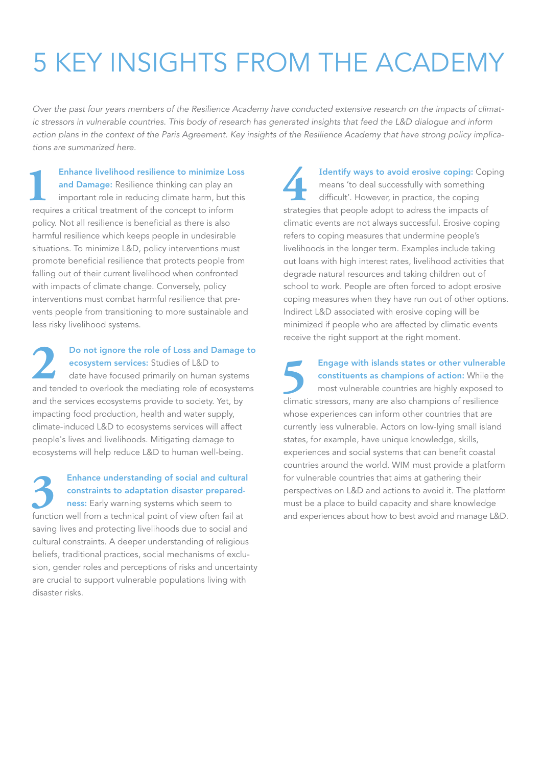# 5 KEY INSIGHTS FROM THE ACADEMY

*Over the past four years members of the Resilience Academy have conducted extensive research on the impacts of climatic stressors in vulnerable countries. This body of research has generated insights that feed the L&D dialogue and inform action plans in the context of the Paris Agreement. Key insights of the Resilience Academy that have strong policy implications are summarized here.*

**1** **Enhance livelihood resilience to minimize Loss and Damage:** Resilience thinking can play an important role in reducing climate harm, but this requires a critical treatment of the concept to inform policy. Not all resilience is beneficial as there is also harmful resilience which keeps people in undesirable situations. To minimize L&D, policy interventions must promote beneficial resilience that protects people from falling out of their current livelihood when confronted with impacts of climate change. Conversely, policy interventions must combat harmful resilience that prevents people from transitioning to more sustainable and less risky livelihood systems.

**2** **Do not ignore the role of Loss and Damage to ecosystem services:** Studies of L&D to date have focused primarily on human systems and tended to overlook the mediating role of ecosystems and the services ecosystems provide to society. Yet, by impacting food production, health and water supply, climate-induced L&D to ecosystems services will affect people's lives and livelihoods. Mitigating damage to ecosystems will help reduce L&D to human well-being.

**3** **Enhance understanding of social and cultural constraints to adaptation disaster preparedness:** Early warning systems which seem to function well from a technical point of view often fail at saving lives and protecting livelihoods due to social and cultural constraints. A deeper understanding of religious beliefs, traditional practices, social mechanisms of exclusion, gender roles and perceptions of risks and uncertainty are crucial to support vulnerable populations living with disaster risks.

**4** **Identify ways to avoid erosive coping:** Coping means 'to deal successfully with something difficult'. However, in practice, the coping strategies that people adopt to adress the impacts of climatic events are not always successful. Erosive coping refers to coping measures that undermine people's livelihoods in the longer term. Examples include taking out loans with high interest rates, livelihood activities that degrade natural resources and taking children out of school to work. People are often forced to adopt erosive coping measures when they have run out of other options. Indirect L&D associated with erosive coping will be minimized if people who are affected by climatic events receive the right support at the right moment.

**5** **Engage with islands states or other vulnerable constituents as champions of action:** While the most vulnerable countries are highly exposed to climatic stressors, many are also champions of resilience whose experiences can inform other countries that are currently less vulnerable. Actors on low-lying small island states, for example, have unique knowledge, skills, experiences and social systems that can benefit coastal countries around the world. WIM must provide a platform for vulnerable countries that aims at gathering their perspectives on L&D and actions to avoid it. The platform must be a place to build capacity and share knowledge and experiences about how to best avoid and manage L&D.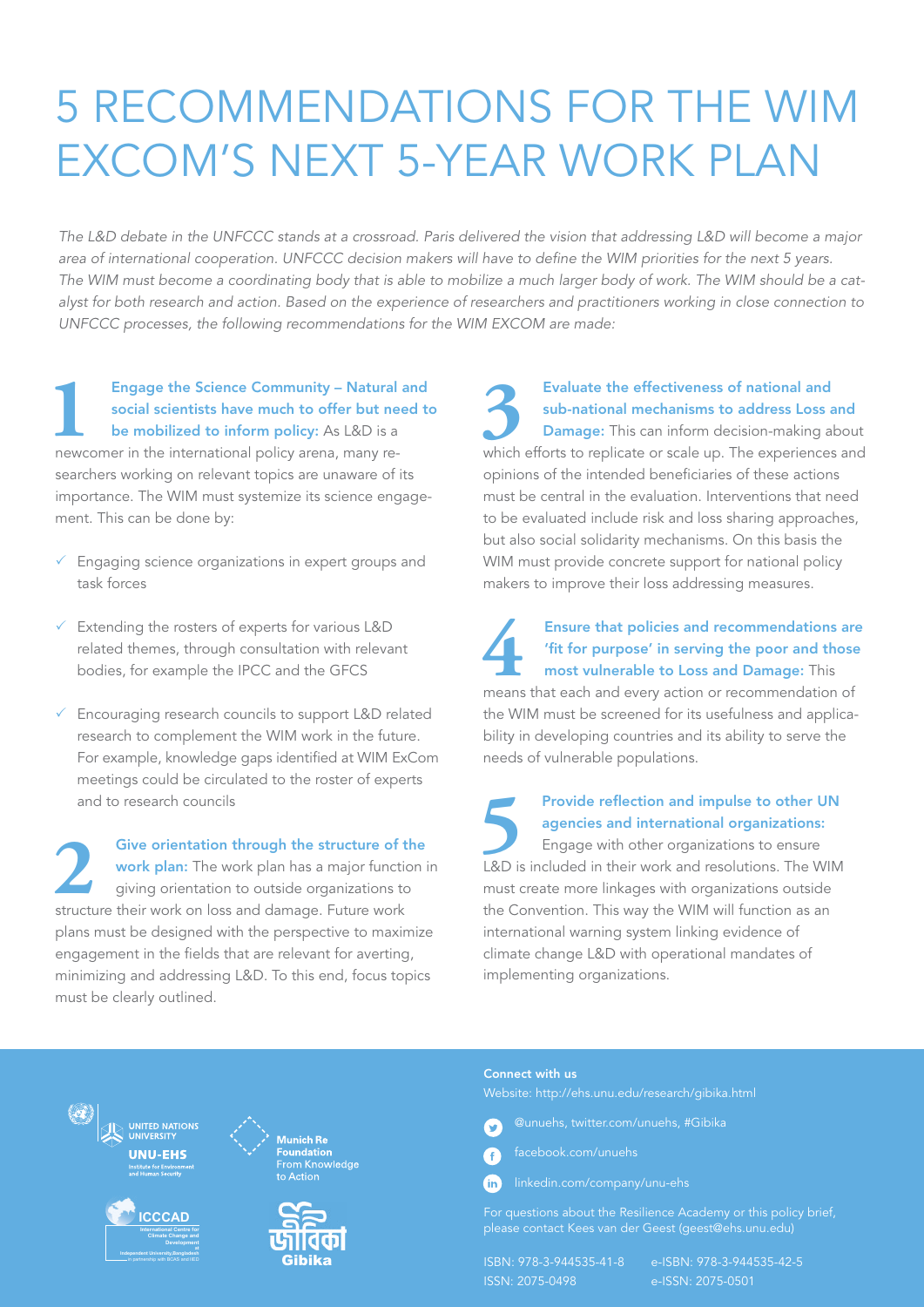# 5 RECOMMENDATIONS FOR THE WIM EXCOM'S NEXT 5-YEAR WORK PLAN

*The L&D debate in the UNFCCC stands at a crossroad. Paris delivered the vision that addressing L&D will become a major area of international cooperation. UNFCCC decision makers will have to define the WIM priorities for the next 5 years. The WIM must become a coordinating body that is able to mobilize a much larger body of work. The WIM should be a catalyst for both research and action. Based on the experience of researchers and practitioners working in close connection to UNFCCC processes, the following recommendations for the WIM EXCOM are made:*

**1 Engage the Science Community – Natural and social scientists have much to offer but need to be mobilized to inform policy:** As L&D is a newcomer in the international policy arena, many researchers working on relevant topics are unaware of its importance. The WIM must systemize its science engagement. This can be done by:

- ✓ Engaging science organizations in expert groups and task forces
- ✓ Extending the rosters of experts for various L&D related themes, through consultation with relevant bodies, for example the IPCC and the GFCS
- ✓ Encouraging research councils to support L&D related research to complement the WIM work in the future. For example, knowledge gaps identified at WIM ExCom meetings could be circulated to the roster of experts and to research councils

**2 Give orientation through the structure of the work plan:** The work plan has a major function in giving orientation to outside organizations to structure their work on loss and damage. Future work plans must be designed with the perspective to maximize engagement in the fields that are relevant for averting, minimizing and addressing L&D. To this end, focus topics must be clearly outlined.

**3 Evaluate the effectiveness of national and sub-national mechanisms to address Loss and Damage:** This can inform decision-making about which efforts to replicate or scale up. The experiences and opinions of the intended beneficiaries of these actions must be central in the evaluation. Interventions that need to be evaluated include risk and loss sharing approaches, but also social solidarity mechanisms. On this basis the WIM must provide concrete support for national policy makers to improve their loss addressing measures.

**4 Ensure that policies and recommendations are 'fit for purpose' in serving the poor and those most vulnerable to Loss and Damage:** This means that each and every action or recommendation of the WIM must be screened for its usefulness and applicability in developing countries and its ability to serve the needs of vulnerable populations.

**5 Provide reflection and impulse to other UN agencies and international organizations:** Engage with other organizations to ensure L&D is included in their work and resolutions. The WIM must create more linkages with organizations outside the Convention. This way the WIM will function as an international warning system linking evidence of climate change L&D with operational mandates of implementing organizations.

UNITED NATIONS UNIVERSITY
UNU-EHS
Institute for Environment and Human Security

Munich Re Foundation
From Knowledge to Action

ICCCAD
International Centre for Climate Change and Development
at Independent University, Bangladesh
in partnership with BCAS and IIED

জীবিকা
Gibika

**Connect with us**

Website: http://ehs.unu.edu/research/gibika.html

@unuehs, twitter.com/unuehs, #Gibika

facebook.com/unuehs

linkedin.com/company/unu-ehs

For questions about the Resilience Academy or this policy brief, please contact Kees van der Geest (geest@ehs.unu.edu)

ISBN: 978-3-944535-41-8 e-ISBN: 978-3-944535-42-5
ISSN: 2075-0498 e-ISSN: 2075-0501